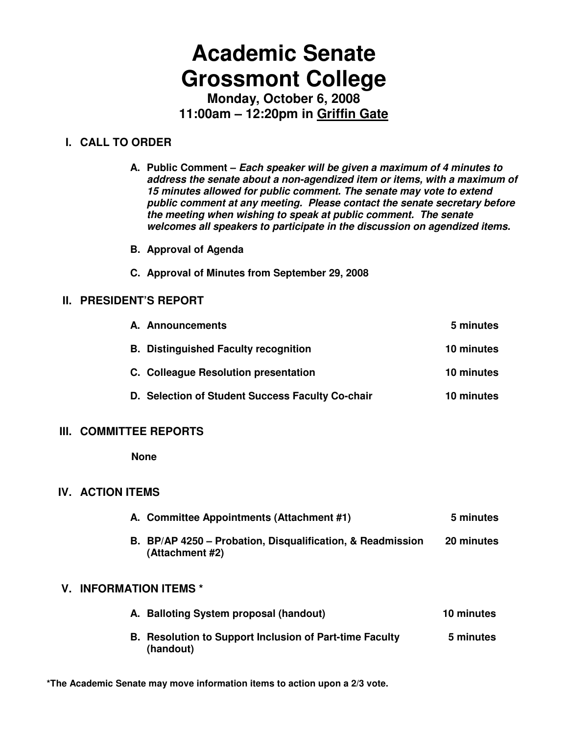# Academic Senate
# Grossmont College

### Monday, October 6, 2008
### 11:00am – 12:20pm in <u>Griffin Gate</u>

## I. CALL TO ORDER

**A. Public Comment –** ***Each speaker will be given a maximum of 4 minutes to address the senate about a non-agendized item or items, with a maximum of 15 minutes allowed for public comment. The senate may vote to extend public comment at any meeting. Please contact the senate secretary before the meeting when wishing to speak at public comment. The senate welcomes all speakers to participate in the discussion on agendized items.***

**B. Approval of Agenda**

**C. Approval of Minutes from September 29, 2008**

## II. PRESIDENT'S REPORT

| | |
|---|---|
| **A. Announcements** | **5 minutes** |
| **B. Distinguished Faculty recognition** | **10 minutes** |
| **C. Colleague Resolution presentation** | **10 minutes** |
| **D. Selection of Student Success Faculty Co-chair** | **10 minutes** |

## III. COMMITTEE REPORTS

**None**

## IV. ACTION ITEMS

| | |
|---|---|
| **A. Committee Appointments (Attachment #1)** | **5 minutes** |
| **B. BP/AP 4250 – Probation, Disqualification, & Readmission (Attachment #2)** | **20 minutes** |

## V. INFORMATION ITEMS *

| | |
|---|---|
| **A. Balloting System proposal (handout)** | **10 minutes** |
| **B. Resolution to Support Inclusion of Part-time Faculty (handout)** | **5 minutes** |

**\*The Academic Senate may move information items to action upon a 2/3 vote.**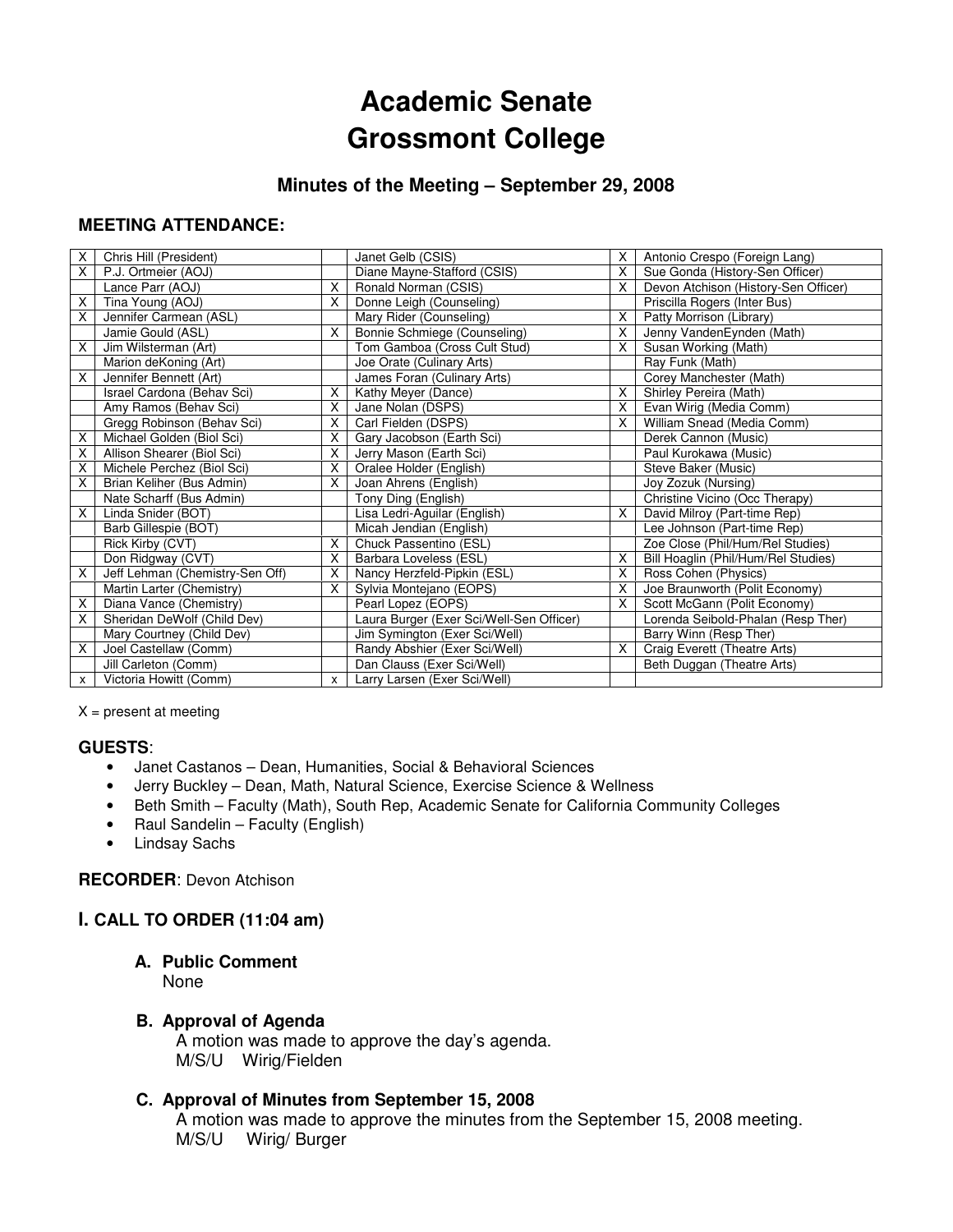# Academic Senate
# Grossmont College

### Minutes of the Meeting – September 29, 2008

### MEETING ATTENDANCE:

| | | | | | |
|---|---|---|---|---|---|
| X | Chris Hill (President) | | Janet Gelb (CSIS) | X | Antonio Crespo (Foreign Lang) |
| X | P.J. Ortmeier (AOJ) | | Diane Mayne-Stafford (CSIS) | X | Sue Gonda (History-Sen Officer) |
| | Lance Parr (AOJ) | X | Ronald Norman (CSIS) | X | Devon Atchison (History-Sen Officer) |
| X | Tina Young (AOJ) | X | Donne Leigh (Counseling) | | Priscilla Rogers (Inter Bus) |
| X | Jennifer Carmean (ASL) | | Mary Rider (Counseling) | X | Patty Morrison (Library) |
| | Jamie Gould (ASL) | X | Bonnie Schmiege (Counseling) | X | Jenny VandenEynden (Math) |
| X | Jim Wilsterman (Art) | | Tom Gamboa (Cross Cult Stud) | X | Susan Working (Math) |
| | Marion deKoning (Art) | | Joe Orate (Culinary Arts) | | Ray Funk (Math) |
| X | Jennifer Bennett (Art) | | James Foran (Culinary Arts) | | Corey Manchester (Math) |
| | Israel Cardona (Behav Sci) | X | Kathy Meyer (Dance) | X | Shirley Pereira (Math) |
| | Amy Ramos (Behav Sci) | X | Jane Nolan (DSPS) | X | Evan Wirig (Media Comm) |
| | Gregg Robinson (Behav Sci) | X | Carl Fielden (DSPS) | X | William Snead (Media Comm) |
| X | Michael Golden (Biol Sci) | X | Gary Jacobson (Earth Sci) | | Derek Cannon (Music) |
| X | Allison Shearer (Biol Sci) | X | Jerry Mason (Earth Sci) | | Paul Kurokawa (Music) |
| X | Michele Perchez (Biol Sci) | X | Oralee Holder (English) | | Steve Baker (Music) |
| X | Brian Keliher (Bus Admin) | X | Joan Ahrens (English) | | Joy Zozuk (Nursing) |
| | Nate Scharff (Bus Admin) | | Tony Ding (English) | | Christine Vicino (Occ Therapy) |
| X | Linda Snider (BOT) | | Lisa Ledri-Aguilar (English) | X | David Milroy (Part-time Rep) |
| | Barb Gillespie (BOT) | | Micah Jendian (English) | | Lee Johnson (Part-time Rep) |
| | Rick Kirby (CVT) | X | Chuck Passentino (ESL) | | Zoe Close (Phil/Hum/Rel Studies) |
| | Don Ridgway (CVT) | X | Barbara Loveless (ESL) | X | Bill Hoaglin (Phil/Hum/Rel Studies) |
| X | Jeff Lehman (Chemistry-Sen Off) | X | Nancy Herzfeld-Pipkin (ESL) | X | Ross Cohen (Physics) |
| | Martin Larter (Chemistry) | X | Sylvia Montejano (EOPS) | X | Joe Braunworth (Polit Economy) |
| X | Diana Vance (Chemistry) | | Pearl Lopez (EOPS) | X | Scott McGann (Polit Economy) |
| X | Sheridan DeWolf (Child Dev) | | Laura Burger (Exer Sci/Well-Sen Officer) | | Lorenda Seibold-Phalan (Resp Ther) |
| | Mary Courtney (Child Dev) | | Jim Symington (Exer Sci/Well) | | Barry Winn (Resp Ther) |
| X | Joel Castellaw (Comm) | | Randy Abshier (Exer Sci/Well) | X | Craig Everett (Theatre Arts) |
| | Jill Carleton (Comm) | | Dan Clauss (Exer Sci/Well) | | Beth Duggan (Theatre Arts) |
| x | Victoria Howitt (Comm) | x | Larry Larsen (Exer Sci/Well) | | |

X = present at meeting

### GUESTS:

- Janet Castanos – Dean, Humanities, Social & Behavioral Sciences
- Jerry Buckley – Dean, Math, Natural Science, Exercise Science & Wellness
- Beth Smith – Faculty (Math), South Rep, Academic Senate for California Community Colleges
- Raul Sandelin – Faculty (English)
- Lindsay Sachs

**RECORDER**: Devon Atchison

## I. CALL TO ORDER (11:04 am)

### A. Public Comment
None

### B. Approval of Agenda
A motion was made to approve the day's agenda.
M/S/U Wirig/Fielden

### C. Approval of Minutes from September 15, 2008
A motion was made to approve the minutes from the September 15, 2008 meeting.
M/S/U Wirig/ Burger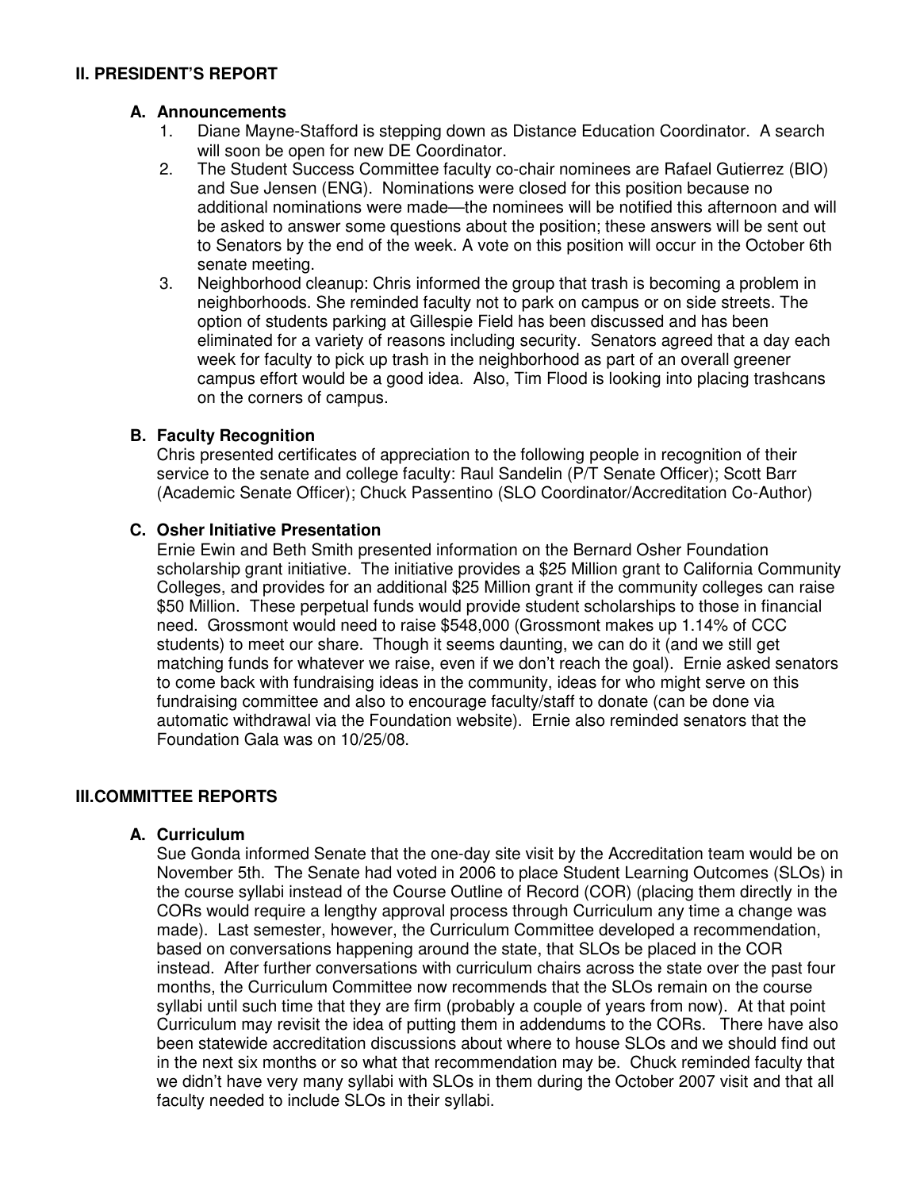## II. PRESIDENT'S REPORT

### A. Announcements

1. Diane Mayne-Stafford is stepping down as Distance Education Coordinator. A search will soon be open for new DE Coordinator.
2. The Student Success Committee faculty co-chair nominees are Rafael Gutierrez (BIO) and Sue Jensen (ENG). Nominations were closed for this position because no additional nominations were made—the nominees will be notified this afternoon and will be asked to answer some questions about the position; these answers will be sent out to Senators by the end of the week. A vote on this position will occur in the October 6th senate meeting.
3. Neighborhood cleanup: Chris informed the group that trash is becoming a problem in neighborhoods. She reminded faculty not to park on campus or on side streets. The option of students parking at Gillespie Field has been discussed and has been eliminated for a variety of reasons including security. Senators agreed that a day each week for faculty to pick up trash in the neighborhood as part of an overall greener campus effort would be a good idea. Also, Tim Flood is looking into placing trashcans on the corners of campus.

### B. Faculty Recognition

Chris presented certificates of appreciation to the following people in recognition of their service to the senate and college faculty: Raul Sandelin (P/T Senate Officer); Scott Barr (Academic Senate Officer); Chuck Passentino (SLO Coordinator/Accreditation Co-Author)

### C. Osher Initiative Presentation

Ernie Ewin and Beth Smith presented information on the Bernard Osher Foundation scholarship grant initiative. The initiative provides a $25 Million grant to California Community Colleges, and provides for an additional $25 Million grant if the community colleges can raise $50 Million. These perpetual funds would provide student scholarships to those in financial need. Grossmont would need to raise $548,000 (Grossmont makes up 1.14% of CCC students) to meet our share. Though it seems daunting, we can do it (and we still get matching funds for whatever we raise, even if we don't reach the goal). Ernie asked senators to come back with fundraising ideas in the community, ideas for who might serve on this fundraising committee and also to encourage faculty/staff to donate (can be done via automatic withdrawal via the Foundation website). Ernie also reminded senators that the Foundation Gala was on 10/25/08.

## III. COMMITTEE REPORTS

### A. Curriculum

Sue Gonda informed Senate that the one-day site visit by the Accreditation team would be on November 5th. The Senate had voted in 2006 to place Student Learning Outcomes (SLOs) in the course syllabi instead of the Course Outline of Record (COR) (placing them directly in the CORs would require a lengthy approval process through Curriculum any time a change was made). Last semester, however, the Curriculum Committee developed a recommendation, based on conversations happening around the state, that SLOs be placed in the COR instead. After further conversations with curriculum chairs across the state over the past four months, the Curriculum Committee now recommends that the SLOs remain on the course syllabi until such time that they are firm (probably a couple of years from now). At that point Curriculum may revisit the idea of putting them in addendums to the CORs. There have also been statewide accreditation discussions about where to house SLOs and we should find out in the next six months or so what that recommendation may be. Chuck reminded faculty that we didn't have very many syllabi with SLOs in them during the October 2007 visit and that all faculty needed to include SLOs in their syllabi.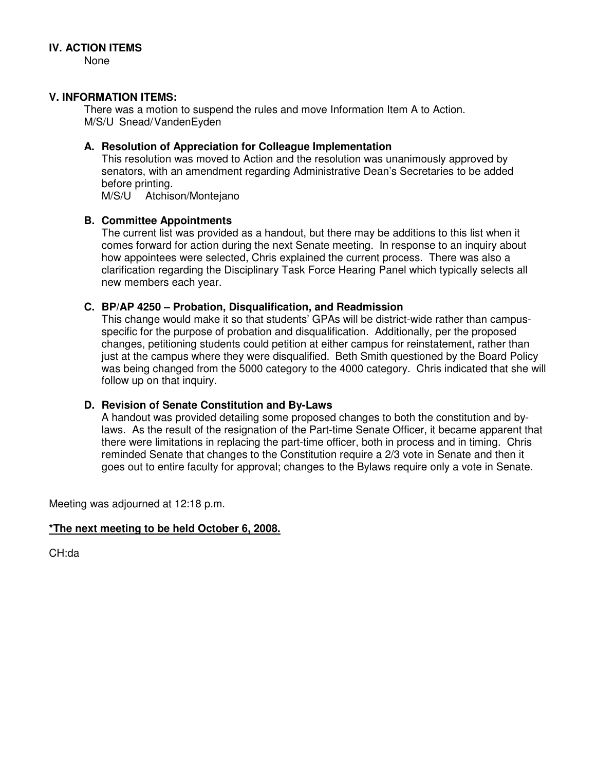## IV. ACTION ITEMS

None

## V. INFORMATION ITEMS:

There was a motion to suspend the rules and move Information Item A to Action.
M/S/U Snead/VandenEyden

### A. Resolution of Appreciation for Colleague Implementation

This resolution was moved to Action and the resolution was unanimously approved by senators, with an amendment regarding Administrative Dean's Secretaries to be added before printing.
M/S/U Atchison/Montejano

### B. Committee Appointments

The current list was provided as a handout, but there may be additions to this list when it comes forward for action during the next Senate meeting. In response to an inquiry about how appointees were selected, Chris explained the current process. There was also a clarification regarding the Disciplinary Task Force Hearing Panel which typically selects all new members each year.

### C. BP/AP 4250 – Probation, Disqualification, and Readmission

This change would make it so that students' GPAs will be district-wide rather than campus-specific for the purpose of probation and disqualification. Additionally, per the proposed changes, petitioning students could petition at either campus for reinstatement, rather than just at the campus where they were disqualified. Beth Smith questioned by the Board Policy was being changed from the 5000 category to the 4000 category. Chris indicated that she will follow up on that inquiry.

### D. Revision of Senate Constitution and By-Laws

A handout was provided detailing some proposed changes to both the constitution and by-laws. As the result of the resignation of the Part-time Senate Officer, it became apparent that there were limitations in replacing the part-time officer, both in process and in timing. Chris reminded Senate that changes to the Constitution require a 2/3 vote in Senate and then it goes out to entire faculty for approval; changes to the Bylaws require only a vote in Senate.

Meeting was adjourned at 12:18 p.m.

**\*The next meeting to be held October 6, 2008.**

CH:da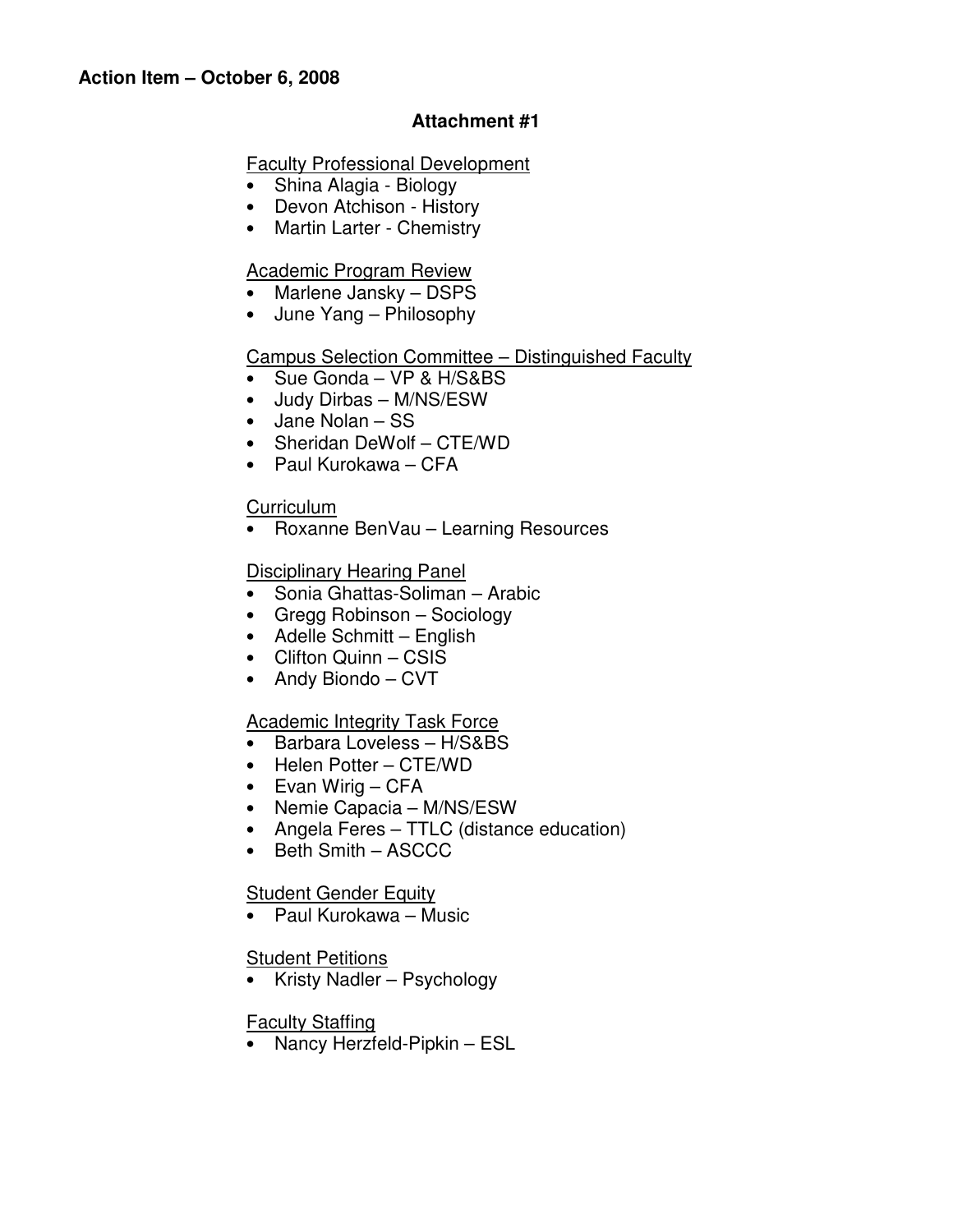**Action Item – October 6, 2008**

**Attachment #1**

Faculty Professional Development
- Shina Alagia - Biology
- Devon Atchison - History
- Martin Larter - Chemistry

Academic Program Review
- Marlene Jansky – DSPS
- June Yang – Philosophy

Campus Selection Committee – Distinguished Faculty
- Sue Gonda – VP & H/S&BS
- Judy Dirbas – M/NS/ESW
- Jane Nolan – SS
- Sheridan DeWolf – CTE/WD
- Paul Kurokawa – CFA

Curriculum
- Roxanne BenVau – Learning Resources

Disciplinary Hearing Panel
- Sonia Ghattas-Soliman – Arabic
- Gregg Robinson – Sociology
- Adelle Schmitt – English
- Clifton Quinn – CSIS
- Andy Biondo – CVT

Academic Integrity Task Force
- Barbara Loveless – H/S&BS
- Helen Potter – CTE/WD
- Evan Wirig – CFA
- Nemie Capacia – M/NS/ESW
- Angela Feres – TTLC (distance education)
- Beth Smith – ASCCC

Student Gender Equity
- Paul Kurokawa – Music

Student Petitions
- Kristy Nadler – Psychology

Faculty Staffing
- Nancy Herzfeld-Pipkin – ESL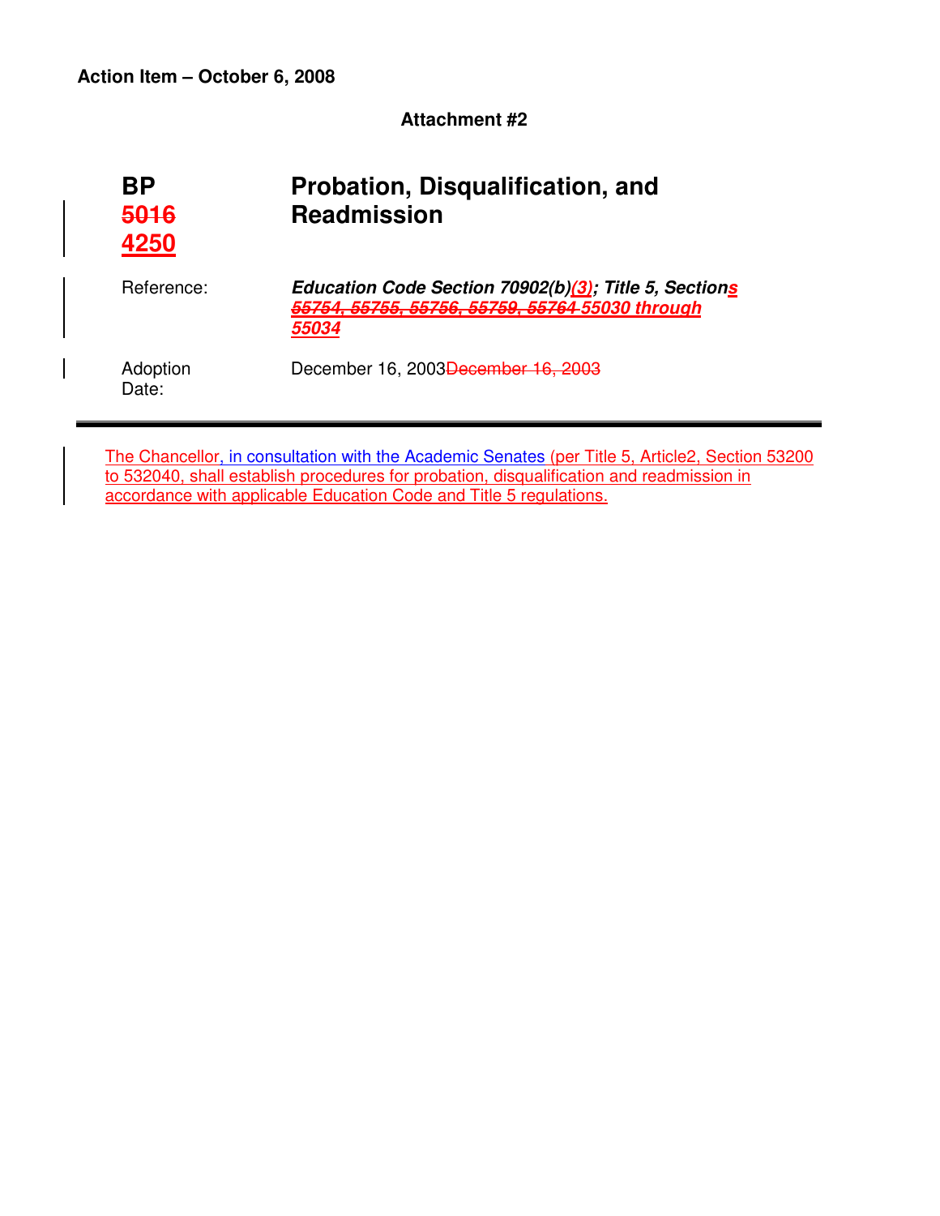**Action Item – October 6, 2008**

**Attachment #2**

# BP ~~5016~~ 4250 Probation, Disqualification, and Readmission

| | |
|---|---|
| Reference: | ***Education Code Section 70902(b)(3); Title 5, Sections ~~55754, 55755, 55756, 55759, 55764~~ 55030 through 55034*** |
| Adoption Date: | December 16, 2003~~December 16, 2003~~ |

---

The Chancellor, in consultation with the Academic Senates (per Title 5, Article2, Section 53200 to 532040, shall establish procedures for probation, disqualification and readmission in accordance with applicable Education Code and Title 5 regulations.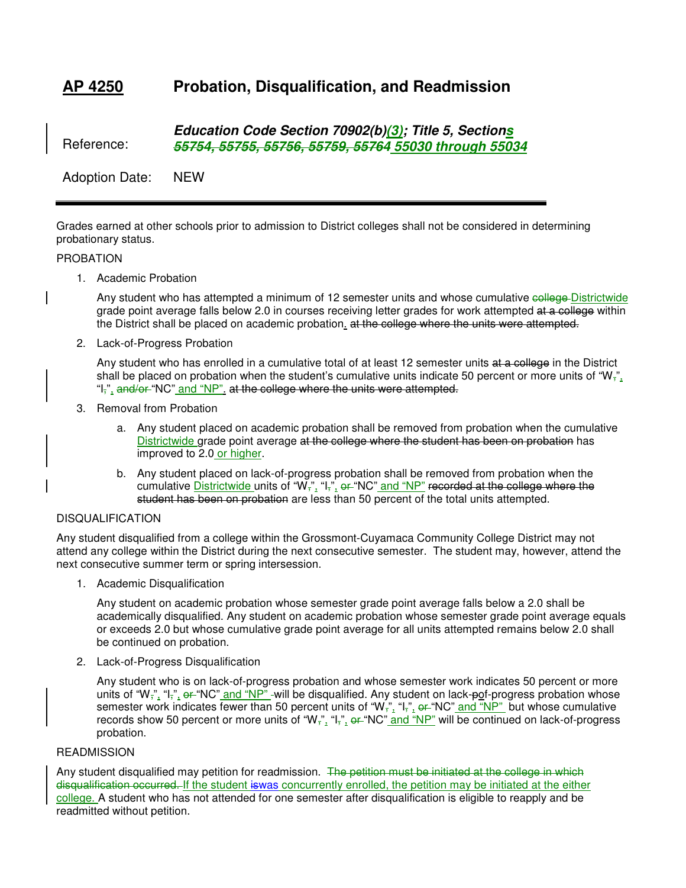# AP 4250 Probation, Disqualification, and Readmission

**Reference:** ***Education Code Section 70902(b)(3); Title 5, Sections ~~55754, 55755, 55756, 55759, 55764~~ 55030 through 55034***

**Adoption Date:** NEW

---

Grades earned at other schools prior to admission to District colleges shall not be considered in determining probationary status.

PROBATION

1. Academic Probation

   Any student who has attempted a minimum of 12 semester units and whose cumulative ~~college~~ Districtwide grade point average falls below 2.0 in courses receiving letter grades for work attempted ~~at a college~~ within the District shall be placed on academic probation. ~~at the college where the units were attempted.~~

2. Lack-of-Progress Probation

   Any student who has enrolled in a cumulative total of at least 12 semester units ~~at a college~~ in the District shall be placed on probation when the student's cumulative units indicate 50 percent or more units of "W", "I", ~~and/or~~ "NC" and "NP". ~~at the college where the units were attempted.~~

3. Removal from Probation

   a. Any student placed on academic probation shall be removed from probation when the cumulative Districtwide grade point average ~~at the college where the student has been on probation~~ has improved to 2.0 or higher.

   b. Any student placed on lack-of-progress probation shall be removed from probation when the cumulative Districtwide units of "W", "I", ~~or~~ "NC" and "NP" ~~recorded at the college where the student has been on probation~~ are less than 50 percent of the total units attempted.

DISQUALIFICATION

Any student disqualified from a college within the Grossmont-Cuyamaca Community College District may not attend any college within the District during the next consecutive semester. The student may, however, attend the next consecutive summer term or spring intersession.

1. Academic Disqualification

   Any student on academic probation whose semester grade point average falls below a 2.0 shall be academically disqualified. Any student on academic probation whose semester grade point average equals or exceeds 2.0 but whose cumulative grade point average for all units attempted remains below 2.0 shall be continued on probation.

2. Lack-of-Progress Disqualification

   Any student who is on lack-of-progress probation and whose semester work indicates 50 percent or more units of "W", "I", ~~or~~ "NC" and "NP" will be disqualified. Any student on lack-~~p~~of-progress probation whose semester work indicates fewer than 50 percent units of "W", "I", ~~or~~ "NC" and "NP" but whose cumulative records show 50 percent or more units of "W", "I", ~~or~~ "NC" and "NP" will be continued on lack-of-progress probation.

READMISSION

Any student disqualified may petition for readmission. ~~The petition must be initiated at the college in which disqualification occurred.~~ If the student ~~is~~was concurrently enrolled, the petition may be initiated at the either college. A student who has not attended for one semester after disqualification is eligible to reapply and be readmitted without petition.